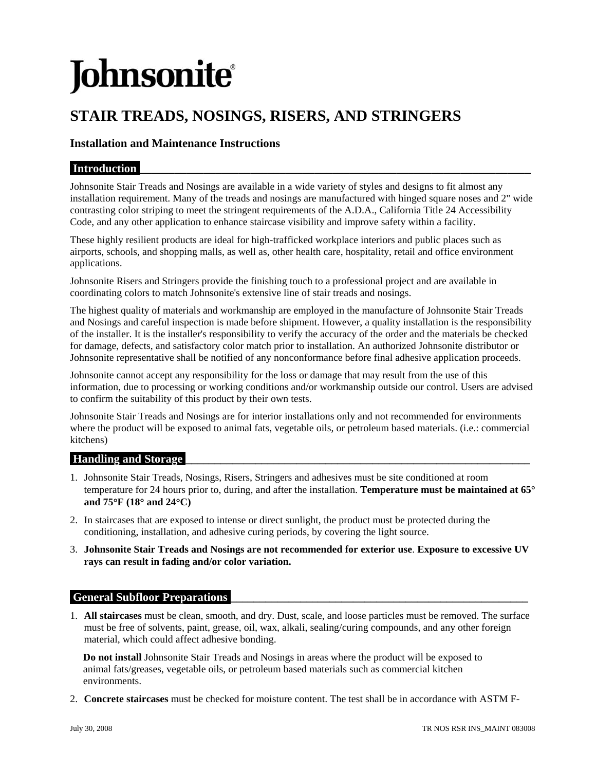# Johnsonite®

## STAIR TREADS, NOSINGS, RISERS, AND STRINGERS

### Installation and Maintenance Instructions

### Introduction

Johnsonite Stair Treads and Nosings are available in a wide variety of styles and designs to fit almost any installation requirement. Many of the treads and nosings are manufactured with hinged square noses and 2" wide contrasting color striping to meet the stringent requirements of the A.D.A., California Title 24 Accessibility Code, and any other application to enhance staircase visibility and improve safety within a facility.

These highly resilient products are ideal for high-trafficked workplace interiors and public places such as airports, schools, and shopping malls, as well as, other health care, hospitality, retail and office environment applications.

Johnsonite Risers and Stringers provide the finishing touch to a professional project and are available in coordinating colors to match Johnsonite's extensive line of stair treads and nosings.

The highest quality of materials and workmanship are employed in the manufacture of Johnsonite Stair Treads and Nosings and careful inspection is made before shipment. However, a quality installation is the responsibility of the installer. It is the installer's responsibility to verify the accuracy of the order and the materials be checked for damage, defects, and satisfactory color match prior to installation. An authorized Johnsonite distributor or Johnsonite representative shall be notified of any nonconformance before final adhesive application proceeds.

Johnsonite cannot accept any responsibility for the loss or damage that may result from the use of this information, due to processing or working conditions and/or workmanship outside our control. Users are advised to confirm the suitability of this product by their own tests.

Johnsonite Stair Treads and Nosings are for interior installations only and not recommended for environments where the product will be exposed to animal fats, vegetable oils, or petroleum based materials. (i.e.: commercial kitchens)

### Handling and Storage

1. Johnsonite Stair Treads, Nosings, Risers, Stringers and adhesives must be site conditioned at room temperature for 24 hours prior to, during, and after the installation. **Temperature must be maintained at 65° and 75°F (18° and 24°C)**
2. In staircases that are exposed to intense or direct sunlight, the product must be protected during the conditioning, installation, and adhesive curing periods, by covering the light source.
3. **Johnsonite Stair Treads and Nosings are not recommended for exterior use**. **Exposure to excessive UV rays can result in fading and/or color variation.**

### General Subfloor Preparations

1. **All staircases** must be clean, smooth, and dry. Dust, scale, and loose particles must be removed. The surface must be free of solvents, paint, grease, oil, wax, alkali, sealing/curing compounds, and any other foreign material, which could affect adhesive bonding.

   **Do not install** Johnsonite Stair Treads and Nosings in areas where the product will be exposed to animal fats/greases, vegetable oils, or petroleum based materials such as commercial kitchen environments.

2. **Concrete staircases** must be checked for moisture content. The test shall be in accordance with ASTM F-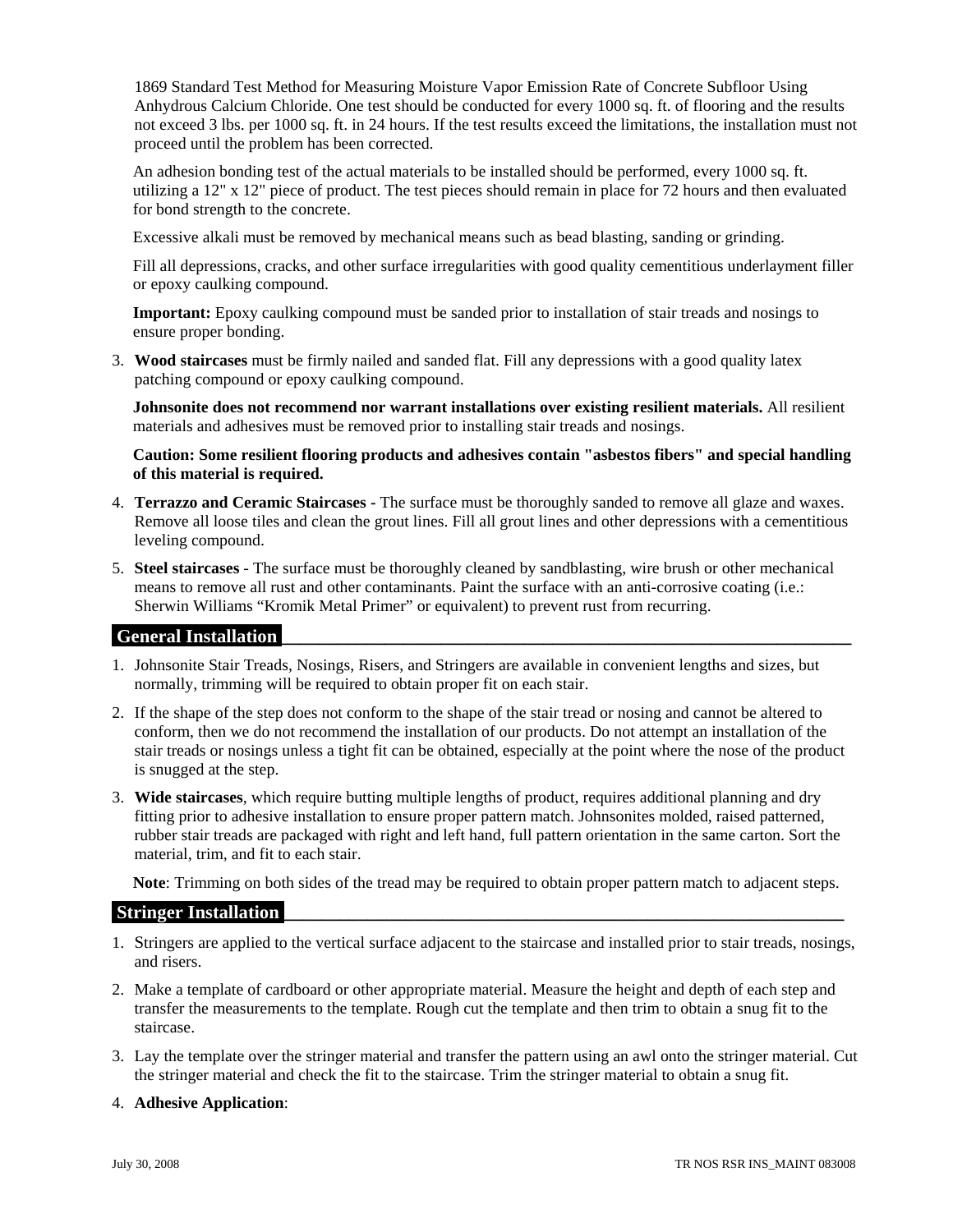1869 Standard Test Method for Measuring Moisture Vapor Emission Rate of Concrete Subfloor Using Anhydrous Calcium Chloride. One test should be conducted for every 1000 sq. ft. of flooring and the results not exceed 3 lbs. per 1000 sq. ft. in 24 hours. If the test results exceed the limitations, the installation must not proceed until the problem has been corrected.

An adhesion bonding test of the actual materials to be installed should be performed, every 1000 sq. ft. utilizing a 12" x 12" piece of product. The test pieces should remain in place for 72 hours and then evaluated for bond strength to the concrete.

Excessive alkali must be removed by mechanical means such as bead blasting, sanding or grinding.

Fill all depressions, cracks, and other surface irregularities with good quality cementitious underlayment filler or epoxy caulking compound.

**Important:** Epoxy caulking compound must be sanded prior to installation of stair treads and nosings to ensure proper bonding.

3. **Wood staircases** must be firmly nailed and sanded flat. Fill any depressions with a good quality latex patching compound or epoxy caulking compound.

   **Johnsonite does not recommend nor warrant installations over existing resilient materials.** All resilient materials and adhesives must be removed prior to installing stair treads and nosings.

   **Caution: Some resilient flooring products and adhesives contain "asbestos fibers" and special handling of this material is required.**

4. **Terrazzo and Ceramic Staircases -** The surface must be thoroughly sanded to remove all glaze and waxes. Remove all loose tiles and clean the grout lines. Fill all grout lines and other depressions with a cementitious leveling compound.
5. **Steel staircases** - The surface must be thoroughly cleaned by sandblasting, wire brush or other mechanical means to remove all rust and other contaminants. Paint the surface with an anti-corrosive coating (i.e.: Sherwin Williams "Kromik Metal Primer" or equivalent) to prevent rust from recurring.

## General Installation

1. Johnsonite Stair Treads, Nosings, Risers, and Stringers are available in convenient lengths and sizes, but normally, trimming will be required to obtain proper fit on each stair.
2. If the shape of the step does not conform to the shape of the stair tread or nosing and cannot be altered to conform, then we do not recommend the installation of our products. Do not attempt an installation of the stair treads or nosings unless a tight fit can be obtained, especially at the point where the nose of the product is snugged at the step.
3. **Wide staircases**, which require butting multiple lengths of product, requires additional planning and dry fitting prior to adhesive installation to ensure proper pattern match. Johnsonites molded, raised patterned, rubber stair treads are packaged with right and left hand, full pattern orientation in the same carton. Sort the material, trim, and fit to each stair.

   **Note**: Trimming on both sides of the tread may be required to obtain proper pattern match to adjacent steps.

## Stringer Installation

1. Stringers are applied to the vertical surface adjacent to the staircase and installed prior to stair treads, nosings, and risers.
2. Make a template of cardboard or other appropriate material. Measure the height and depth of each step and transfer the measurements to the template. Rough cut the template and then trim to obtain a snug fit to the staircase.
3. Lay the template over the stringer material and transfer the pattern using an awl onto the stringer material. Cut the stringer material and check the fit to the staircase. Trim the stringer material to obtain a snug fit.
4. **Adhesive Application**: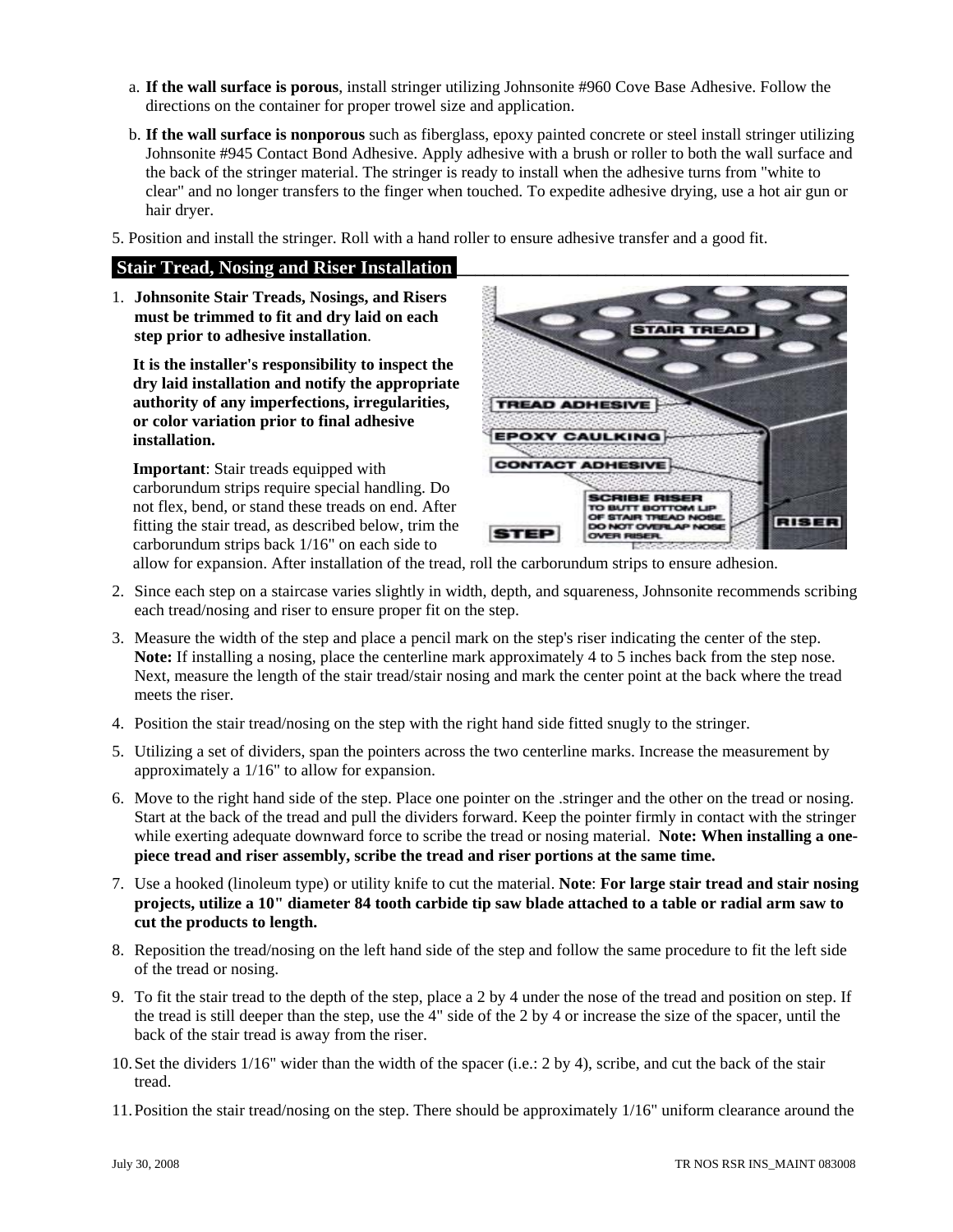a. **If the wall surface is porous**, install stringer utilizing Johnsonite #960 Cove Base Adhesive. Follow the directions on the container for proper trowel size and application.

b. **If the wall surface is nonporous** such as fiberglass, epoxy painted concrete or steel install stringer utilizing Johnsonite #945 Contact Bond Adhesive. Apply adhesive with a brush or roller to both the wall surface and the back of the stringer material. The stringer is ready to install when the adhesive turns from "white to clear" and no longer transfers to the finger when touched. To expedite adhesive drying, use a hot air gun or hair dryer.

5. Position and install the stringer. Roll with a hand roller to ensure adhesive transfer and a good fit.

## Stair Tread, Nosing and Riser Installation

1. **Johnsonite Stair Treads, Nosings, and Risers must be trimmed to fit and dry laid on each step prior to adhesive installation**.

   **It is the installer's responsibility to inspect the dry laid installation and notify the appropriate authority of any imperfections, irregularities, or color variation prior to final adhesive installation.**

   **Important**: Stair treads equipped with carborundum strips require special handling. Do not flex, bend, or stand these treads on end. After fitting the stair tread, as described below, trim the carborundum strips back 1/16" on each side to allow for expansion. After installation of the tread, roll the carborundum strips to ensure adhesion.

2. Since each step on a staircase varies slightly in width, depth, and squareness, Johnsonite recommends scribing each tread/nosing and riser to ensure proper fit on the step.
3. Measure the width of the step and place a pencil mark on the step's riser indicating the center of the step. **Note:** If installing a nosing, place the centerline mark approximately 4 to 5 inches back from the step nose. Next, measure the length of the stair tread/stair nosing and mark the center point at the back where the tread meets the riser.
4. Position the stair tread/nosing on the step with the right hand side fitted snugly to the stringer.
5. Utilizing a set of dividers, span the pointers across the two centerline marks. Increase the measurement by approximately a 1/16" to allow for expansion.
6. Move to the right hand side of the step. Place one pointer on the .stringer and the other on the tread or nosing. Start at the back of the tread and pull the dividers forward. Keep the pointer firmly in contact with the stringer while exerting adequate downward force to scribe the tread or nosing material. **Note: When installing a one-piece tread and riser assembly, scribe the tread and riser portions at the same time.**
7. Use a hooked (linoleum type) or utility knife to cut the material. **Note**: **For large stair tread and stair nosing projects, utilize a 10" diameter 84 tooth carbide tip saw blade attached to a table or radial arm saw to cut the products to length.**
8. Reposition the tread/nosing on the left hand side of the step and follow the same procedure to fit the left side of the tread or nosing.
9. To fit the stair tread to the depth of the step, place a 2 by 4 under the nose of the tread and position on step. If the tread is still deeper than the step, use the 4" side of the 2 by 4 or increase the size of the spacer, until the back of the stair tread is away from the riser.
10. Set the dividers 1/16" wider than the width of the spacer (i.e.: 2 by 4), scribe, and cut the back of the stair tread.
11. Position the stair tread/nosing on the step. There should be approximately 1/16" uniform clearance around the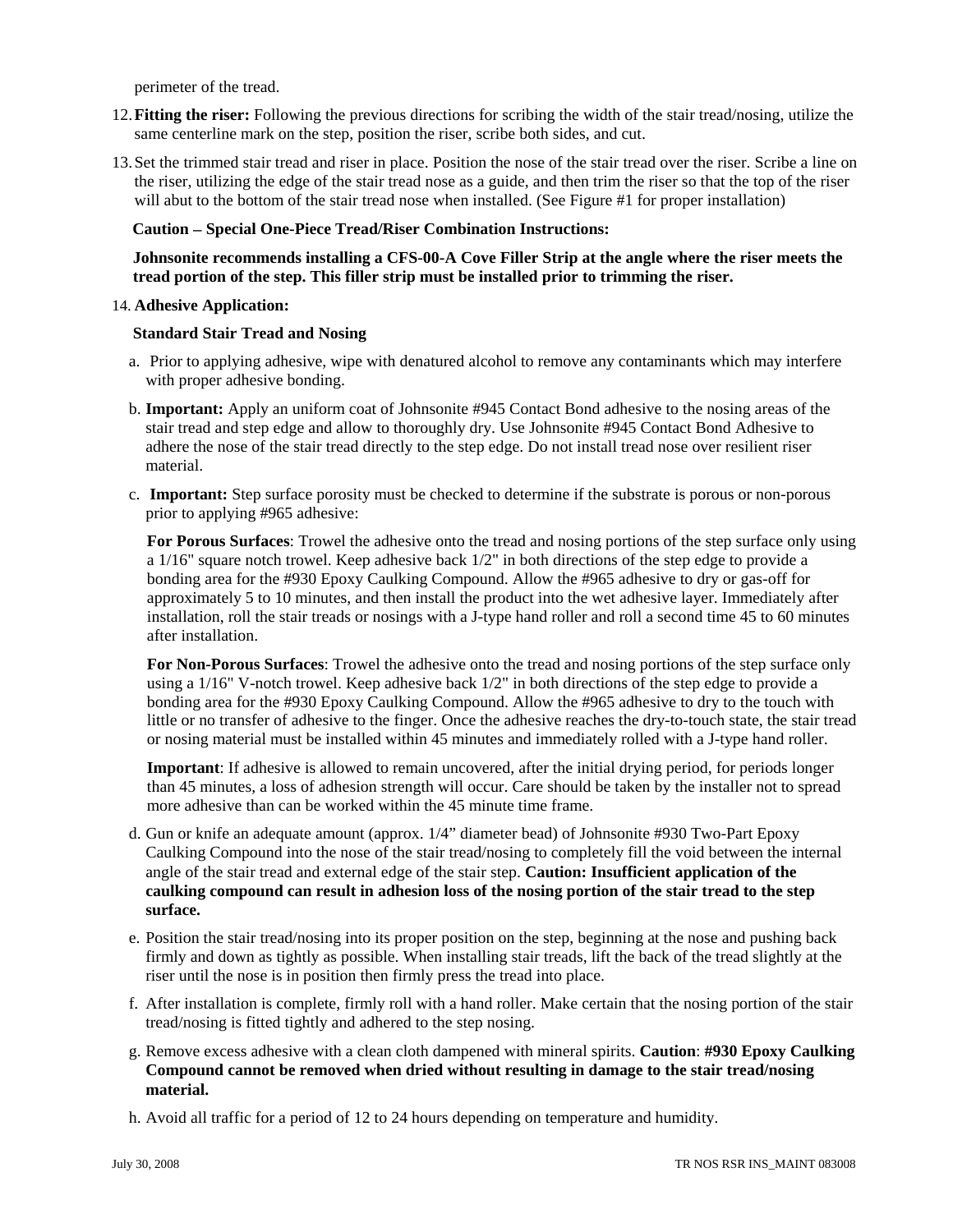perimeter of the tread.

12. **Fitting the riser:** Following the previous directions for scribing the width of the stair tread/nosing, utilize the same centerline mark on the step, position the riser, scribe both sides, and cut.

13. Set the trimmed stair tread and riser in place. Position the nose of the stair tread over the riser. Scribe a line on the riser, utilizing the edge of the stair tread nose as a guide, and then trim the riser so that the top of the riser will abut to the bottom of the stair tread nose when installed. (See Figure #1 for proper installation)

    **Caution – Special One-Piece Tread/Riser Combination Instructions:**

    **Johnsonite recommends installing a CFS-00-A Cove Filler Strip at the angle where the riser meets the tread portion of the step. This filler strip must be installed prior to trimming the riser.**

14. **Adhesive Application:**

    **Standard Stair Tread and Nosing**

    a. Prior to applying adhesive, wipe with denatured alcohol to remove any contaminants which may interfere with proper adhesive bonding.

    b. **Important:** Apply an uniform coat of Johnsonite #945 Contact Bond adhesive to the nosing areas of the stair tread and step edge and allow to thoroughly dry. Use Johnsonite #945 Contact Bond Adhesive to adhere the nose of the stair tread directly to the step edge. Do not install tread nose over resilient riser material.

    c. **Important:** Step surface porosity must be checked to determine if the substrate is porous or non-porous prior to applying #965 adhesive:

       **For Porous Surfaces**: Trowel the adhesive onto the tread and nosing portions of the step surface only using a 1/16" square notch trowel. Keep adhesive back 1/2" in both directions of the step edge to provide a bonding area for the #930 Epoxy Caulking Compound. Allow the #965 adhesive to dry or gas-off for approximately 5 to 10 minutes, and then install the product into the wet adhesive layer. Immediately after installation, roll the stair treads or nosings with a J-type hand roller and roll a second time 45 to 60 minutes after installation.

       **For Non-Porous Surfaces**: Trowel the adhesive onto the tread and nosing portions of the step surface only using a 1/16" V-notch trowel. Keep adhesive back 1/2" in both directions of the step edge to provide a bonding area for the #930 Epoxy Caulking Compound. Allow the #965 adhesive to dry to the touch with little or no transfer of adhesive to the finger. Once the adhesive reaches the dry-to-touch state, the stair tread or nosing material must be installed within 45 minutes and immediately rolled with a J-type hand roller.

       **Important**: If adhesive is allowed to remain uncovered, after the initial drying period, for periods longer than 45 minutes, a loss of adhesion strength will occur. Care should be taken by the installer not to spread more adhesive than can be worked within the 45 minute time frame.

    d. Gun or knife an adequate amount (approx. 1/4" diameter bead) of Johnsonite #930 Two-Part Epoxy Caulking Compound into the nose of the stair tread/nosing to completely fill the void between the internal angle of the stair tread and external edge of the stair step. **Caution: Insufficient application of the caulking compound can result in adhesion loss of the nosing portion of the stair tread to the step surface.**

    e. Position the stair tread/nosing into its proper position on the step, beginning at the nose and pushing back firmly and down as tightly as possible. When installing stair treads, lift the back of the tread slightly at the riser until the nose is in position then firmly press the tread into place.

    f. After installation is complete, firmly roll with a hand roller. Make certain that the nosing portion of the stair tread/nosing is fitted tightly and adhered to the step nosing.

    g. Remove excess adhesive with a clean cloth dampened with mineral spirits. **Caution**: **#930 Epoxy Caulking Compound cannot be removed when dried without resulting in damage to the stair tread/nosing material.**

    h. Avoid all traffic for a period of 12 to 24 hours depending on temperature and humidity.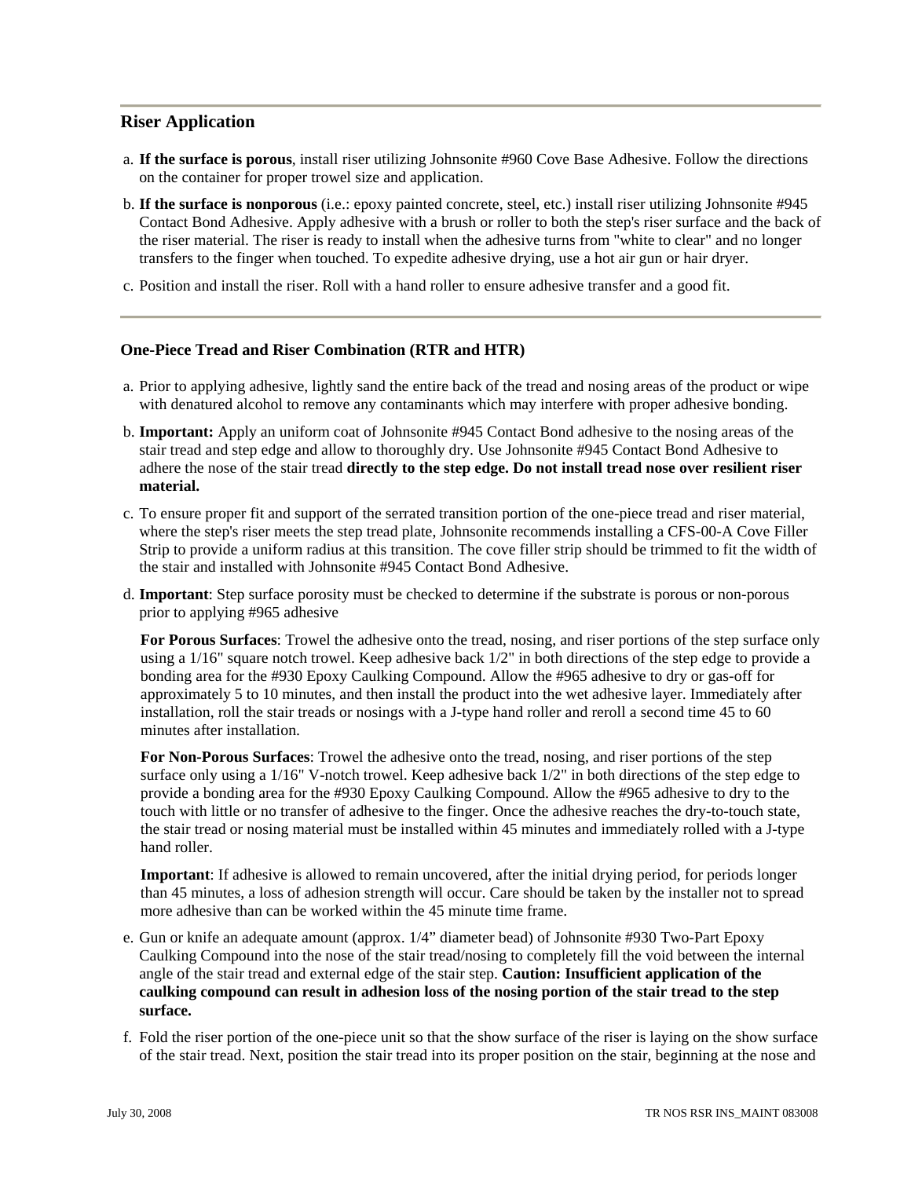## Riser Application

a. **If the surface is porous**, install riser utilizing Johnsonite #960 Cove Base Adhesive. Follow the directions on the container for proper trowel size and application.

b. **If the surface is nonporous** (i.e.: epoxy painted concrete, steel, etc.) install riser utilizing Johnsonite #945 Contact Bond Adhesive. Apply adhesive with a brush or roller to both the step's riser surface and the back of the riser material. The riser is ready to install when the adhesive turns from "white to clear" and no longer transfers to the finger when touched. To expedite adhesive drying, use a hot air gun or hair dryer.

c. Position and install the riser. Roll with a hand roller to ensure adhesive transfer and a good fit.

### One-Piece Tread and Riser Combination (RTR and HTR)

a. Prior to applying adhesive, lightly sand the entire back of the tread and nosing areas of the product or wipe with denatured alcohol to remove any contaminants which may interfere with proper adhesive bonding.

b. **Important:** Apply an uniform coat of Johnsonite #945 Contact Bond adhesive to the nosing areas of the stair tread and step edge and allow to thoroughly dry. Use Johnsonite #945 Contact Bond Adhesive to adhere the nose of the stair tread **directly to the step edge. Do not install tread nose over resilient riser material.**

c. To ensure proper fit and support of the serrated transition portion of the one-piece tread and riser material, where the step's riser meets the step tread plate, Johnsonite recommends installing a CFS-00-A Cove Filler Strip to provide a uniform radius at this transition. The cove filler strip should be trimmed to fit the width of the stair and installed with Johnsonite #945 Contact Bond Adhesive.

d. **Important**: Step surface porosity must be checked to determine if the substrate is porous or non-porous prior to applying #965 adhesive

   **For Porous Surfaces**: Trowel the adhesive onto the tread, nosing, and riser portions of the step surface only using a 1/16" square notch trowel. Keep adhesive back 1/2" in both directions of the step edge to provide a bonding area for the #930 Epoxy Caulking Compound. Allow the #965 adhesive to dry or gas-off for approximately 5 to 10 minutes, and then install the product into the wet adhesive layer. Immediately after installation, roll the stair treads or nosings with a J-type hand roller and reroll a second time 45 to 60 minutes after installation.

   **For Non-Porous Surfaces**: Trowel the adhesive onto the tread, nosing, and riser portions of the step surface only using a 1/16" V-notch trowel. Keep adhesive back 1/2" in both directions of the step edge to provide a bonding area for the #930 Epoxy Caulking Compound. Allow the #965 adhesive to dry to the touch with little or no transfer of adhesive to the finger. Once the adhesive reaches the dry-to-touch state, the stair tread or nosing material must be installed within 45 minutes and immediately rolled with a J-type hand roller.

   **Important**: If adhesive is allowed to remain uncovered, after the initial drying period, for periods longer than 45 minutes, a loss of adhesion strength will occur. Care should be taken by the installer not to spread more adhesive than can be worked within the 45 minute time frame.

e. Gun or knife an adequate amount (approx. 1/4" diameter bead) of Johnsonite #930 Two-Part Epoxy Caulking Compound into the nose of the stair tread/nosing to completely fill the void between the internal angle of the stair tread and external edge of the stair step. **Caution: Insufficient application of the caulking compound can result in adhesion loss of the nosing portion of the stair tread to the step surface.**

f. Fold the riser portion of the one-piece unit so that the show surface of the riser is laying on the show surface of the stair tread. Next, position the stair tread into its proper position on the stair, beginning at the nose and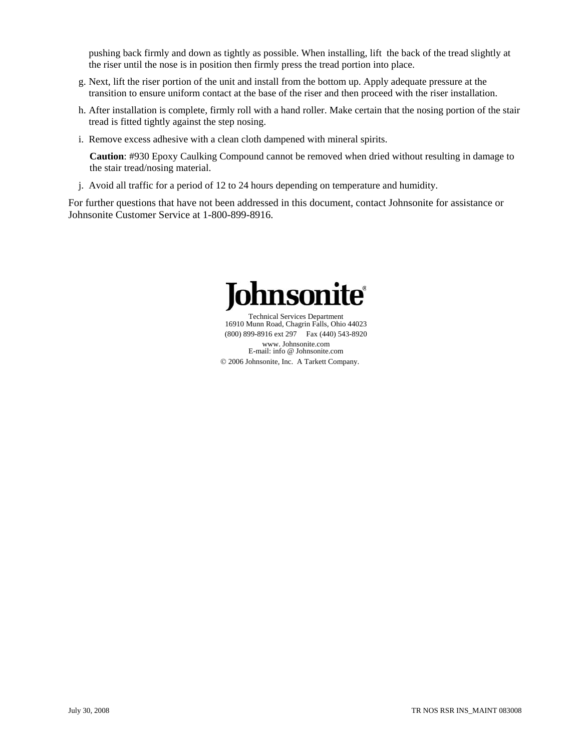pushing back firmly and down as tightly as possible. When installing, lift the back of the tread slightly at the riser until the nose is in position then firmly press the tread portion into place.

g. Next, lift the riser portion of the unit and install from the bottom up. Apply adequate pressure at the transition to ensure uniform contact at the base of the riser and then proceed with the riser installation.

h. After installation is complete, firmly roll with a hand roller. Make certain that the nosing portion of the stair tread is fitted tightly against the step nosing.

i. Remove excess adhesive with a clean cloth dampened with mineral spirits.

   **Caution**: #930 Epoxy Caulking Compound cannot be removed when dried without resulting in damage to the stair tread/nosing material.

j. Avoid all traffic for a period of 12 to 24 hours depending on temperature and humidity.

For further questions that have not been addressed in this document, contact Johnsonite for assistance or Johnsonite Customer Service at 1-800-899-8916.

**Johnsonite®**

Technical Services Department
16910 Munn Road, Chagrin Falls, Ohio 44023
(800) 899-8916 ext 297 Fax (440) 543-8920
www. Johnsonite.com
E-mail: info @ Johnsonite.com
© 2006 Johnsonite, Inc. A Tarkett Company.

July 30, 2008 TR NOS RSR INS_MAINT 083008